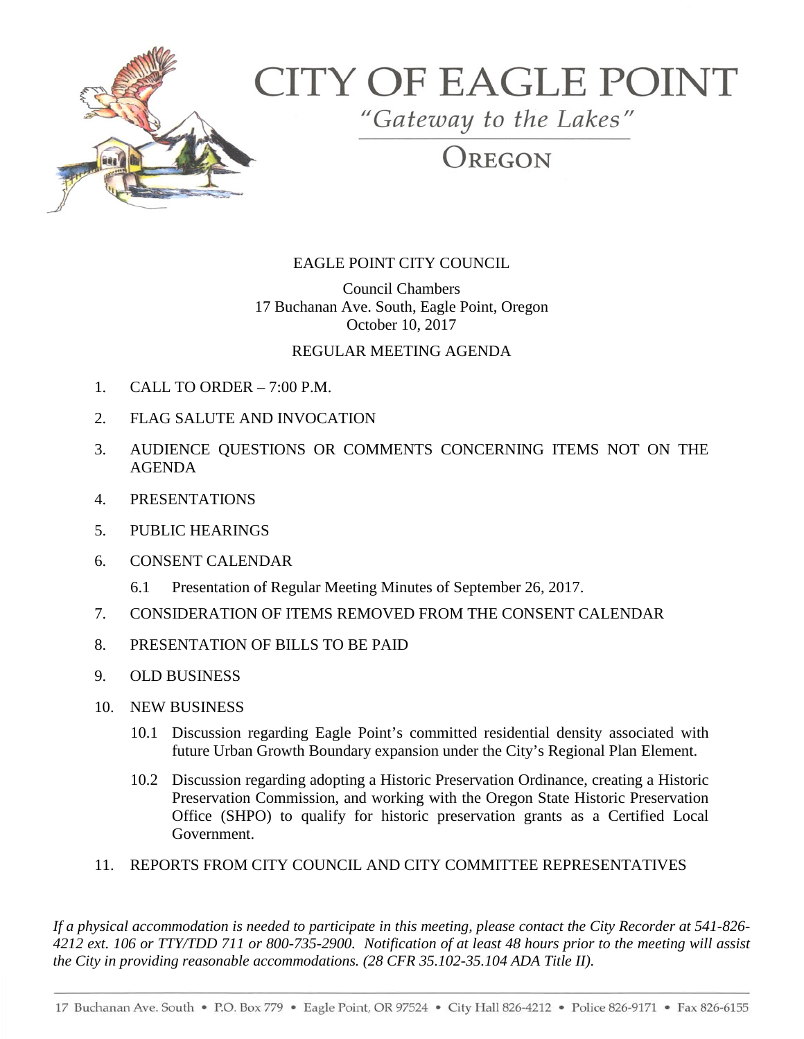# CITY OF EAGLE POINT

*"Gateway to the Lakes"*

OREGON

EAGLE POINT CITY COUNCIL

Council Chambers
17 Buchanan Ave. South, Eagle Point, Oregon
October 10, 2017

REGULAR MEETING AGENDA

1. CALL TO ORDER – 7:00 P.M.
2. FLAG SALUTE AND INVOCATION
3. AUDIENCE QUESTIONS OR COMMENTS CONCERNING ITEMS NOT ON THE AGENDA
4. PRESENTATIONS
5. PUBLIC HEARINGS
6. CONSENT CALENDAR
   - 6.1 Presentation of Regular Meeting Minutes of September 26, 2017.
7. CONSIDERATION OF ITEMS REMOVED FROM THE CONSENT CALENDAR
8. PRESENTATION OF BILLS TO BE PAID
9. OLD BUSINESS
10. NEW BUSINESS
    - 10.1 Discussion regarding Eagle Point's committed residential density associated with future Urban Growth Boundary expansion under the City's Regional Plan Element.
    - 10.2 Discussion regarding adopting a Historic Preservation Ordinance, creating a Historic Preservation Commission, and working with the Oregon State Historic Preservation Office (SHPO) to qualify for historic preservation grants as a Certified Local Government.
11. REPORTS FROM CITY COUNCIL AND CITY COMMITTEE REPRESENTATIVES

*If a physical accommodation is needed to participate in this meeting, please contact the City Recorder at 541-826-4212 ext. 106 or TTY/TDD 711 or 800-735-2900. Notification of at least 48 hours prior to the meeting will assist the City in providing reasonable accommodations. (28 CFR 35.102-35.104 ADA Title II).*

17 Buchanan Ave. South • P.O. Box 779 • Eagle Point, OR 97524 • City Hall 826-4212 • Police 826-9171 • Fax 826-6155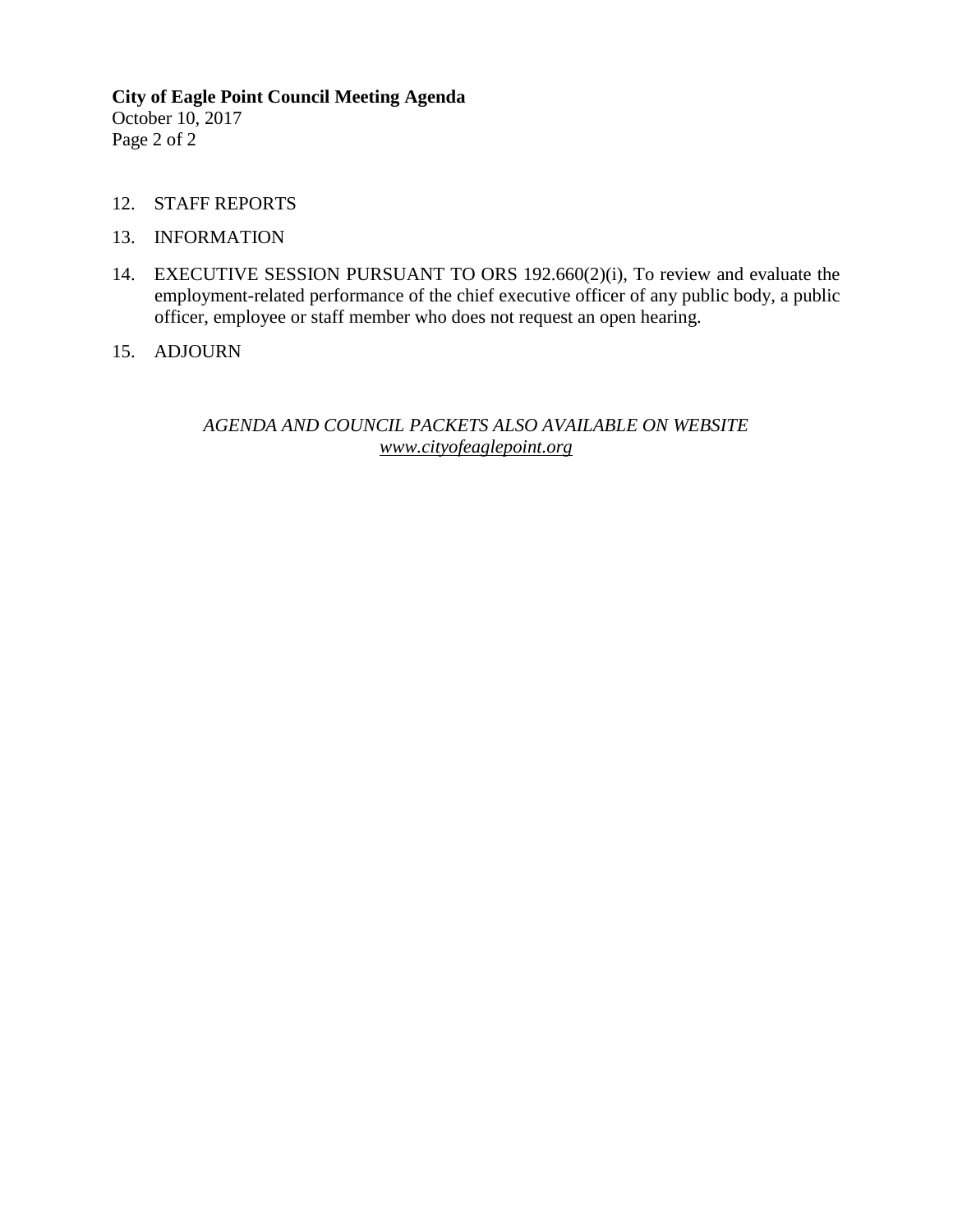12. STAFF REPORTS
13. INFORMATION
14. EXECUTIVE SESSION PURSUANT TO ORS 192.660(2)(i), To review and evaluate the employment-related performance of the chief executive officer of any public body, a public officer, employee or staff member who does not request an open hearing.
15. ADJOURN

*AGENDA AND COUNCIL PACKETS ALSO AVAILABLE ON WEBSITE*
*www.cityofeaglepoint.org*